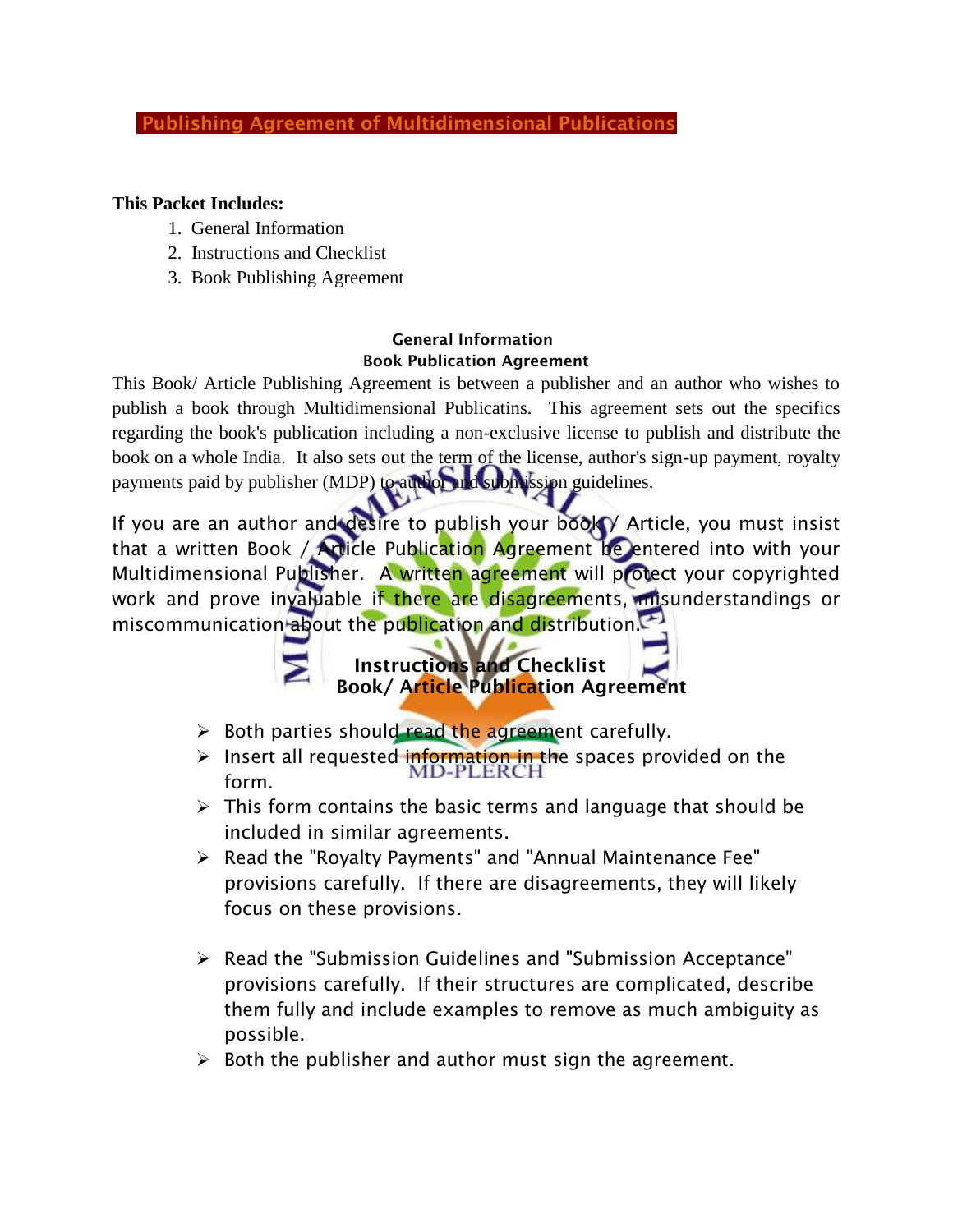# Publishing Agreement of Multidimensional Publications

**This Packet Includes:**

1. General Information
2. Instructions and Checklist
3. Book Publishing Agreement

## General Information
### Book Publication Agreement

This Book/ Article Publishing Agreement is between a publisher and an author who wishes to publish a book through Multidimensional Publicatins. This agreement sets out the specifics regarding the book's publication including a non-exclusive license to publish and distribute the book on a whole India. It also sets out the term of the license, author's sign-up payment, royalty payments paid by publisher (MDP) to author and submission guidelines.

If you are an author and desire to publish your book / Article, you must insist that a written Book / Article Publication Agreement be entered into with your Multidimensional Publisher. A written agreement will protect your copyrighted work and prove invaluable if there are disagreements, misunderstandings or miscommunication about the publication and distribution.

## Instructions and Checklist
### Book/ Article Publication Agreement

- Both parties should read the agreement carefully.
- Insert all requested information in the spaces provided on the form.
- This form contains the basic terms and language that should be included in similar agreements.
- Read the "Royalty Payments" and "Annual Maintenance Fee" provisions carefully. If there are disagreements, they will likely focus on these provisions.
- Read the "Submission Guidelines and "Submission Acceptance" provisions carefully. If their structures are complicated, describe them fully and include examples to remove as much ambiguity as possible.
- Both the publisher and author must sign the agreement.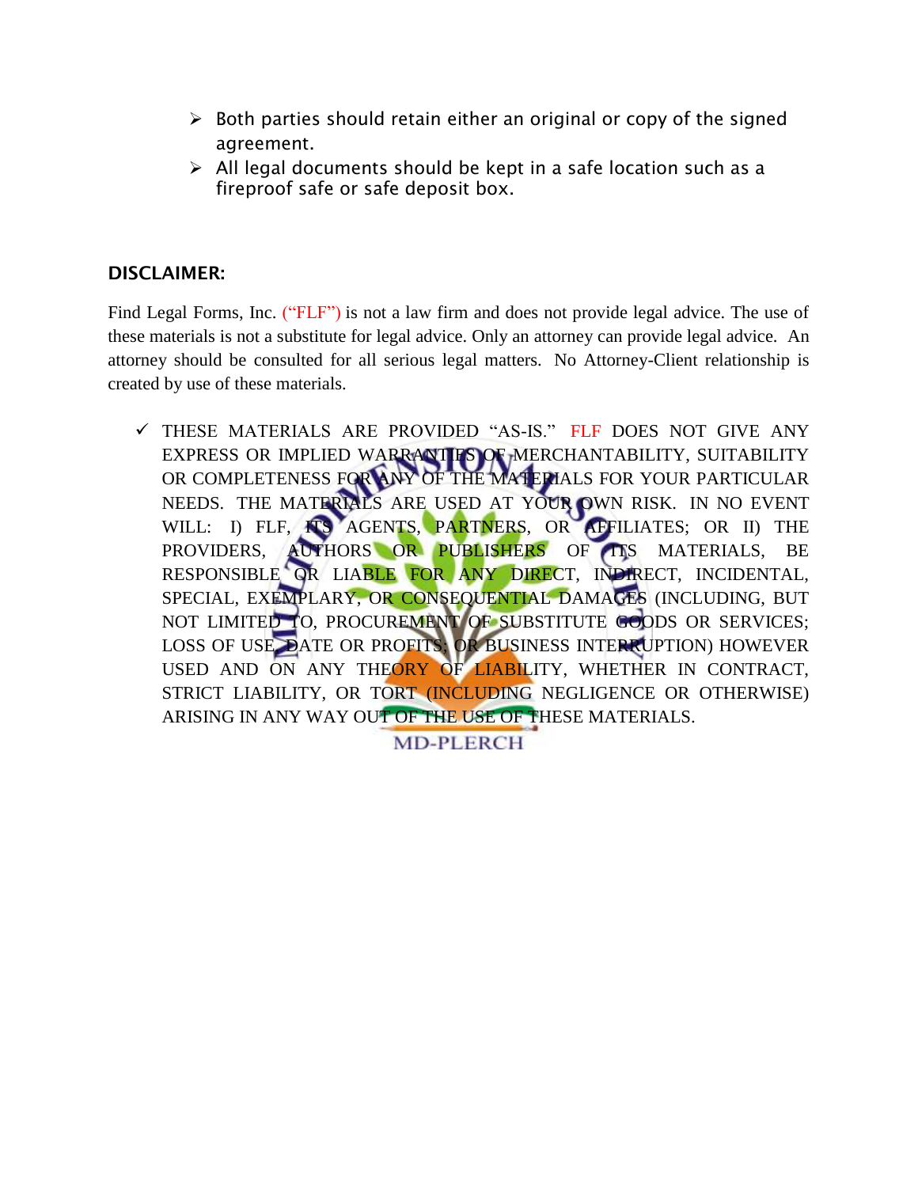- Both parties should retain either an original or copy of the signed agreement.
- All legal documents should be kept in a safe location such as a fireproof safe or safe deposit box.

## DISCLAIMER:

Find Legal Forms, Inc. ("FLF") is not a law firm and does not provide legal advice. The use of these materials is not a substitute for legal advice. Only an attorney can provide legal advice. An attorney should be consulted for all serious legal matters. No Attorney-Client relationship is created by use of these materials.

- ✓ THESE MATERIALS ARE PROVIDED "AS-IS." FLF DOES NOT GIVE ANY EXPRESS OR IMPLIED WARRANTIES OF MERCHANTABILITY, SUITABILITY OR COMPLETENESS FOR ANY OF THE MATERIALS FOR YOUR PARTICULAR NEEDS. THE MATERIALS ARE USED AT YOUR OWN RISK. IN NO EVENT WILL: I) FLF, ITS AGENTS, PARTNERS, OR AFFILIATES; OR II) THE PROVIDERS, AUTHORS OR PUBLISHERS OF ITS MATERIALS, BE RESPONSIBLE OR LIABLE FOR ANY DIRECT, INDIRECT, INCIDENTAL, SPECIAL, EXEMPLARY, OR CONSEQUENTIAL DAMAGES (INCLUDING, BUT NOT LIMITED TO, PROCUREMENT OF SUBSTITUTE GOODS OR SERVICES; LOSS OF USE, DATE OR PROFITS; OR BUSINESS INTERRUPTION) HOWEVER USED AND ON ANY THEORY OF LIABILITY, WHETHER IN CONTRACT, STRICT LIABILITY, OR TORT (INCLUDING NEGLIGENCE OR OTHERWISE) ARISING IN ANY WAY OUT OF THE USE OF THESE MATERIALS.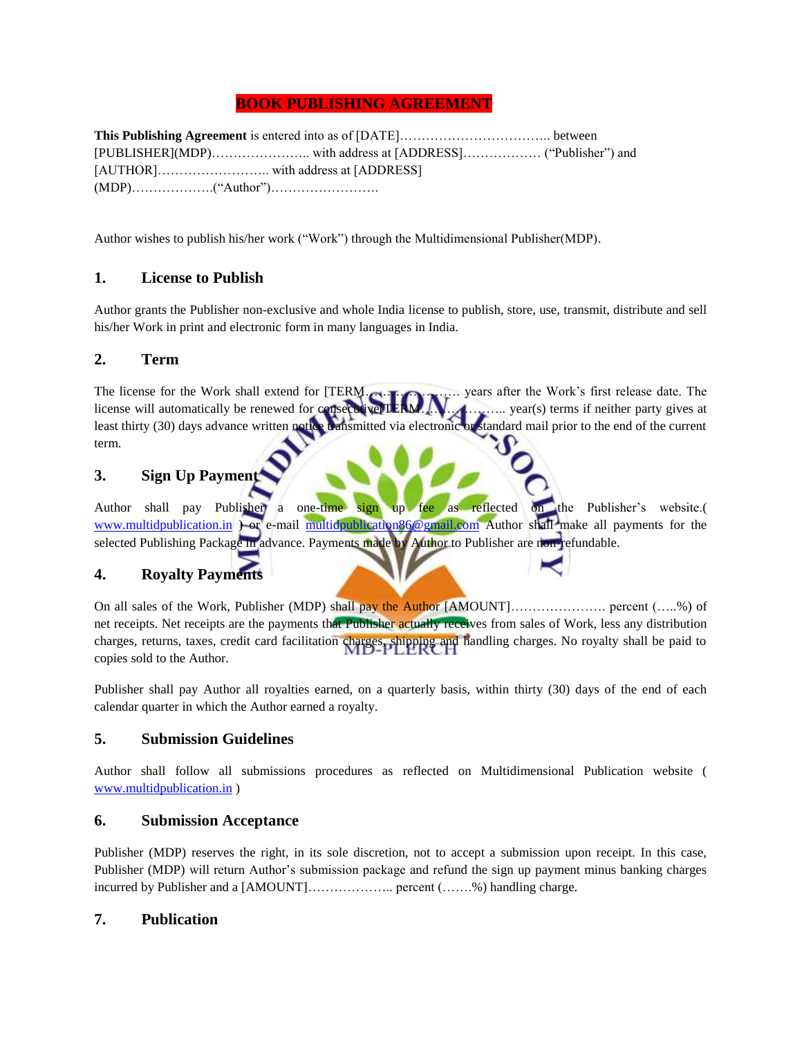# BOOK PUBLISHING AGREEMENT

**This Publishing Agreement** is entered into as of [DATE]…………………………….. between [PUBLISHER](MDP)………………….. with address at [ADDRESS]……………… ("Publisher") and [AUTHOR]…………………….. with address at [ADDRESS] (MDP)……………….("Author")…………………….

Author wishes to publish his/her work ("Work") through the Multidimensional Publisher(MDP).

## 1. License to Publish

Author grants the Publisher non-exclusive and whole India license to publish, store, use, transmit, distribute and sell his/her Work in print and electronic form in many languages in India.

## 2. Term

The license for the Work shall extend for [TERM……………….. years after the Work's first release date. The license will automatically be renewed for consecutive[TERM……………….. year(s) terms if neither party gives at least thirty (30) days advance written notice transmitted via electronic or standard mail prior to the end of the current term.

## 3. Sign Up Payment

Author shall pay Publisher a one-time sign up fee as reflected on the Publisher's website.( www.multidpublication.in ) or e-mail multidpublication86@gmail.com Author shall make all payments for the selected Publishing Package in advance. Payments made by Author to Publisher are non-refundable.

## 4. Royalty Payments

On all sales of the Work, Publisher (MDP) shall pay the Author [AMOUNT]…………………. percent (…..%) of net receipts. Net receipts are the payments that Publisher actually receives from sales of Work, less any distribution charges, returns, taxes, credit card facilitation charges, shipping and handling charges. No royalty shall be paid to copies sold to the Author.

Publisher shall pay Author all royalties earned, on a quarterly basis, within thirty (30) days of the end of each calendar quarter in which the Author earned a royalty.

## 5. Submission Guidelines

Author shall follow all submissions procedures as reflected on Multidimensional Publication website ( www.multidpublication.in )

## 6. Submission Acceptance

Publisher (MDP) reserves the right, in its sole discretion, not to accept a submission upon receipt. In this case, Publisher (MDP) will return Author's submission package and refund the sign up payment minus banking charges incurred by Publisher and a [AMOUNT]……………….. percent (…….%) handling charge.

## 7. Publication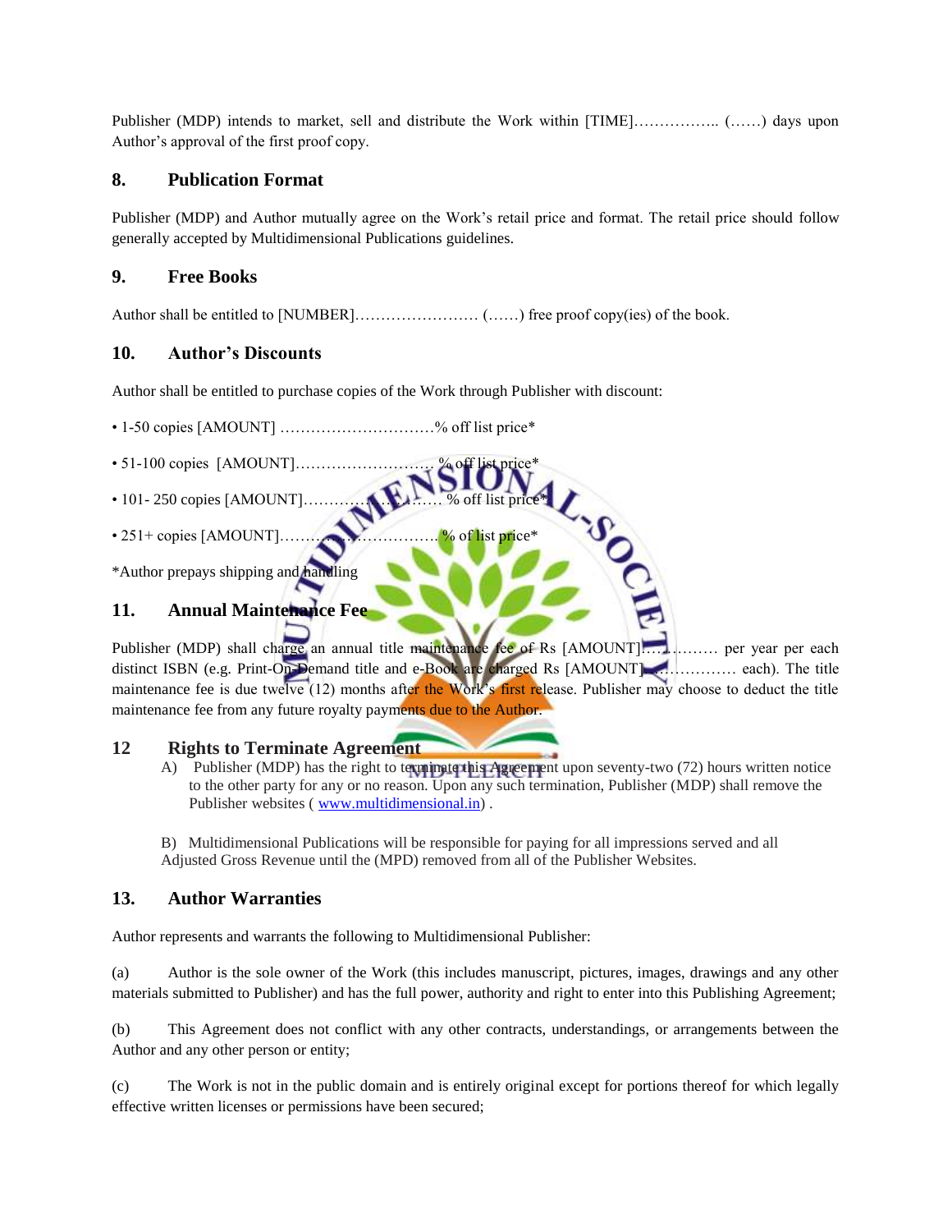Publisher (MDP) intends to market, sell and distribute the Work within [TIME]…………….. (……) days upon Author's approval of the first proof copy.

## 8. Publication Format

Publisher (MDP) and Author mutually agree on the Work's retail price and format. The retail price should follow generally accepted by Multidimensional Publications guidelines.

## 9. Free Books

Author shall be entitled to [NUMBER]…………………… (……) free proof copy(ies) of the book.

## 10. Author's Discounts

Author shall be entitled to purchase copies of the Work through Publisher with discount:

- 1-50 copies [AMOUNT] …………………………% off list price*
- 51-100 copies [AMOUNT]……………………… % off list price*
- 101- 250 copies [AMOUNT]…………………… % off list price*
- 251+ copies [AMOUNT]…………………………. % of list price*

*Author prepays shipping and handling

## 11. Annual Maintenance Fee

Publisher (MDP) shall charge an annual title maintenance fee of Rs [AMOUNT]…………… per year per each distinct ISBN (e.g. Print-On-Demand title and e-Book are charged Rs [AMOUNT]……………… each). The title maintenance fee is due twelve (12) months after the Work's first release. Publisher may choose to deduct the title maintenance fee from any future royalty payments due to the Author.

## 12 Rights to Terminate Agreement

A) Publisher (MDP) has the right to terminate this Agreement upon seventy-two (72) hours written notice to the other party for any or no reason. Upon any such termination, Publisher (MDP) shall remove the Publisher websites ( www.multidimensional.in) .

B) Multidimensional Publications will be responsible for paying for all impressions served and all Adjusted Gross Revenue until the (MPD) removed from all of the Publisher Websites.

## 13. Author Warranties

Author represents and warrants the following to Multidimensional Publisher:

(a) Author is the sole owner of the Work (this includes manuscript, pictures, images, drawings and any other materials submitted to Publisher) and has the full power, authority and right to enter into this Publishing Agreement;

(b) This Agreement does not conflict with any other contracts, understandings, or arrangements between the Author and any other person or entity;

(c) The Work is not in the public domain and is entirely original except for portions thereof for which legally effective written licenses or permissions have been secured;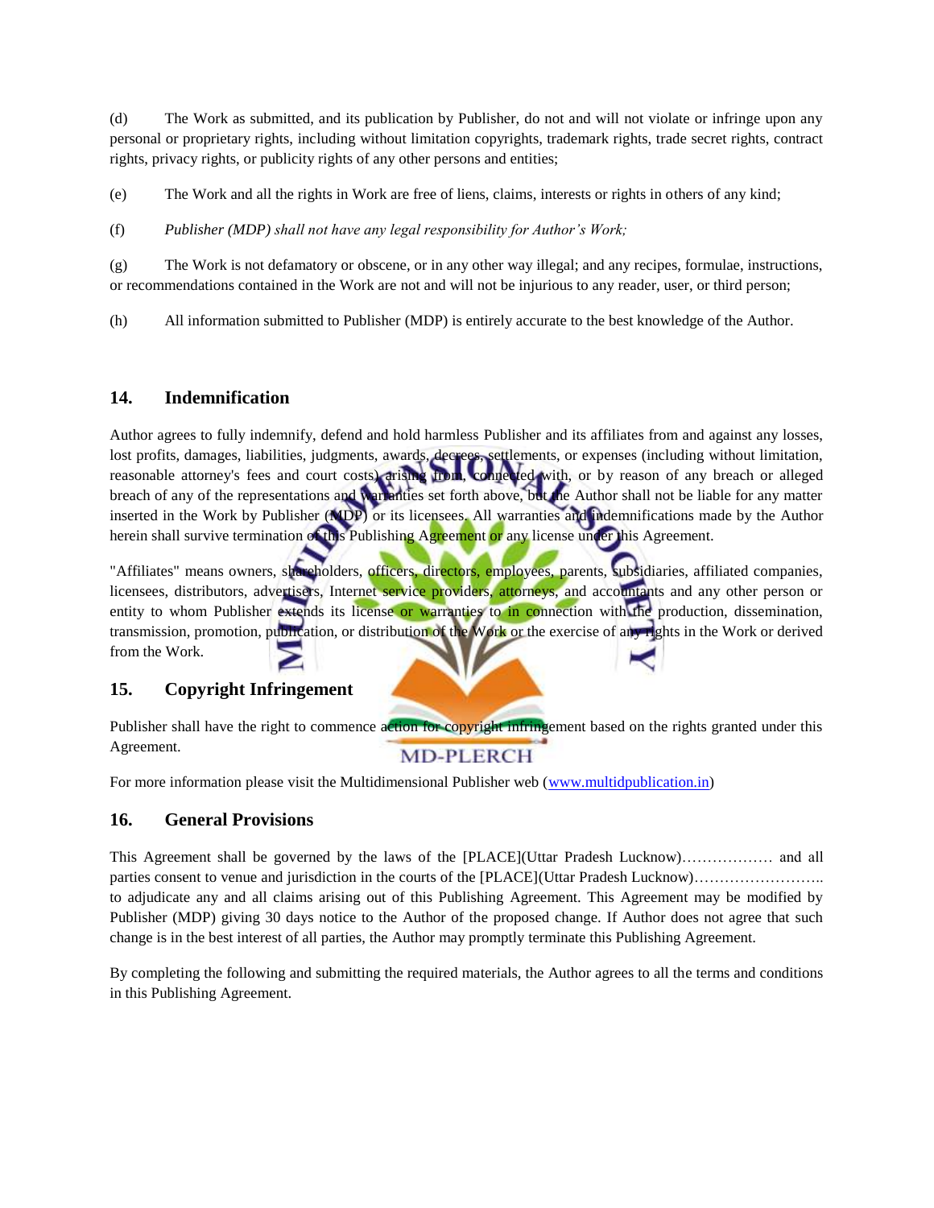(d) The Work as submitted, and its publication by Publisher, do not and will not violate or infringe upon any personal or proprietary rights, including without limitation copyrights, trademark rights, trade secret rights, contract rights, privacy rights, or publicity rights of any other persons and entities;

(e) The Work and all the rights in Work are free of liens, claims, interests or rights in others of any kind;

(f) *Publisher (MDP) shall not have any legal responsibility for Author's Work;*

(g) The Work is not defamatory or obscene, or in any other way illegal; and any recipes, formulae, instructions, or recommendations contained in the Work are not and will not be injurious to any reader, user, or third person;

(h) All information submitted to Publisher (MDP) is entirely accurate to the best knowledge of the Author.

## 14. Indemnification

Author agrees to fully indemnify, defend and hold harmless Publisher and its affiliates from and against any losses, lost profits, damages, liabilities, judgments, awards, decrees, settlements, or expenses (including without limitation, reasonable attorney's fees and court costs) arising from, connected with, or by reason of any breach or alleged breach of any of the representations and warranties set forth above, but the Author shall not be liable for any matter inserted in the Work by Publisher (MDP) or its licensees. All warranties and indemnifications made by the Author herein shall survive termination of this Publishing Agreement or any license under this Agreement.

"Affiliates" means owners, shareholders, officers, directors, employees, parents, subsidiaries, affiliated companies, licensees, distributors, advertisers, Internet service providers, attorneys, and accountants and any other person or entity to whom Publisher extends its license or warranties to in connection with the production, dissemination, transmission, promotion, publication, or distribution of the Work or the exercise of any rights in the Work or derived from the Work.

## 15. Copyright Infringement

Publisher shall have the right to commence action for copyright infringement based on the rights granted under this Agreement.

For more information please visit the Multidimensional Publisher web (www.multidpublication.in)

## 16. General Provisions

This Agreement shall be governed by the laws of the [PLACE](Uttar Pradesh Lucknow)……………… and all parties consent to venue and jurisdiction in the courts of the [PLACE](Uttar Pradesh Lucknow)…………………….. to adjudicate any and all claims arising out of this Publishing Agreement. This Agreement may be modified by Publisher (MDP) giving 30 days notice to the Author of the proposed change. If Author does not agree that such change is in the best interest of all parties, the Author may promptly terminate this Publishing Agreement.

By completing the following and submitting the required materials, the Author agrees to all the terms and conditions in this Publishing Agreement.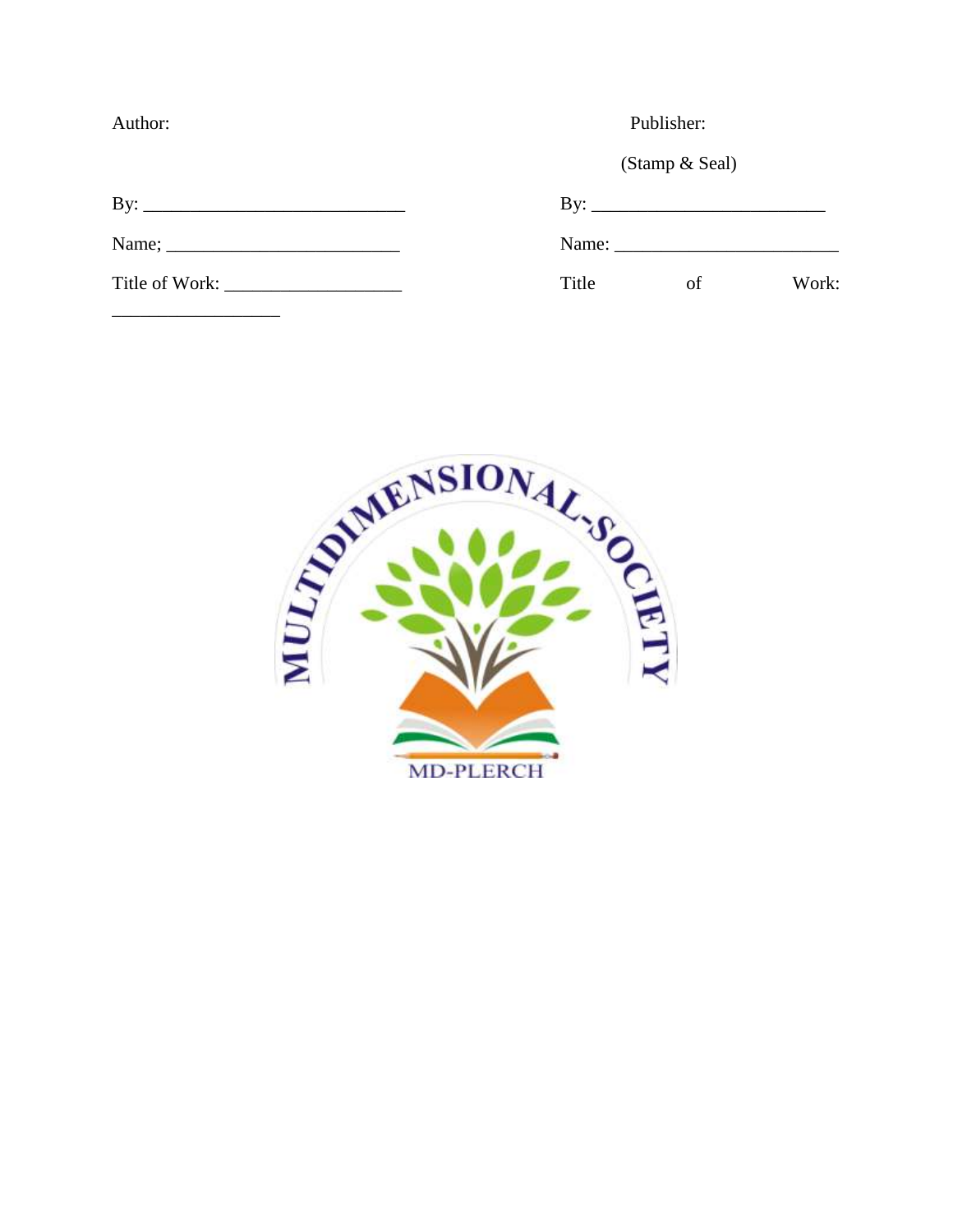Author:

By: ____________________________

Name; _________________________

Title of Work: ___________________

__________________

Publisher:

(Stamp & Seal)

By: _________________________

Name: ________________________

Title of Work: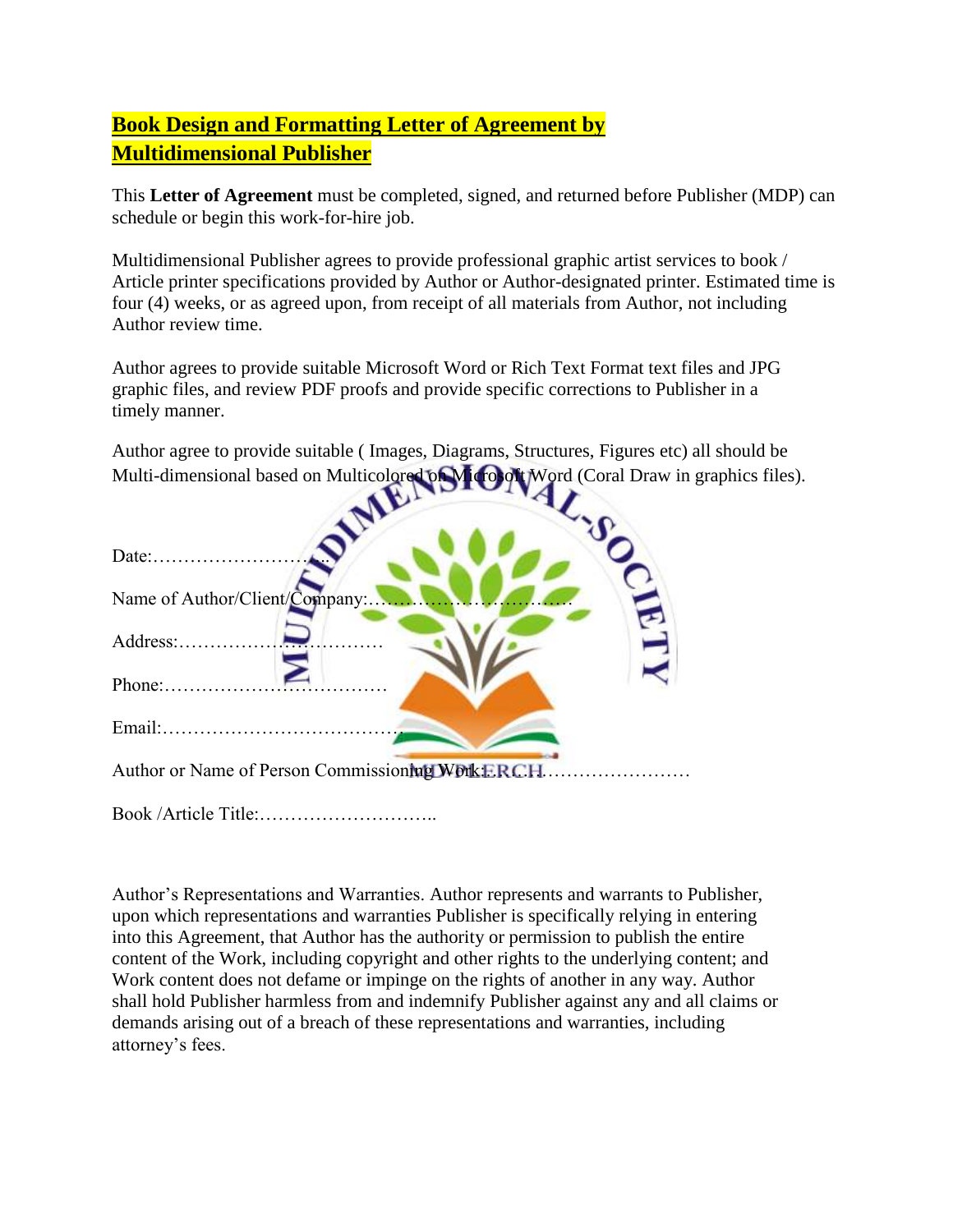**Book Design and Formatting Letter of Agreement by Multidimensional Publisher**

This **Letter of Agreement** must be completed, signed, and returned before Publisher (MDP) can schedule or begin this work-for-hire job.

Multidimensional Publisher agrees to provide professional graphic artist services to book / Article printer specifications provided by Author or Author-designated printer. Estimated time is four (4) weeks, or as agreed upon, from receipt of all materials from Author, not including Author review time.

Author agrees to provide suitable Microsoft Word or Rich Text Format text files and JPG graphic files, and review PDF proofs and provide specific corrections to Publisher in a timely manner.

Author agree to provide suitable ( Images, Diagrams, Structures, Figures etc) all should be Multi-dimensional based on Multicolored on Microsoft Word (Coral Draw in graphics files).

Date:…………………………

Name of Author/Client/Company:……………………………

Address:……………………………

Phone:………………………………

Email:…………………………………

Author or Name of Person Commissioning Work:……………………………

Book /Article Title:………………………..

Author's Representations and Warranties. Author represents and warrants to Publisher, upon which representations and warranties Publisher is specifically relying in entering into this Agreement, that Author has the authority or permission to publish the entire content of the Work, including copyright and other rights to the underlying content; and Work content does not defame or impinge on the rights of another in any way. Author shall hold Publisher harmless from and indemnify Publisher against any and all claims or demands arising out of a breach of these representations and warranties, including attorney's fees.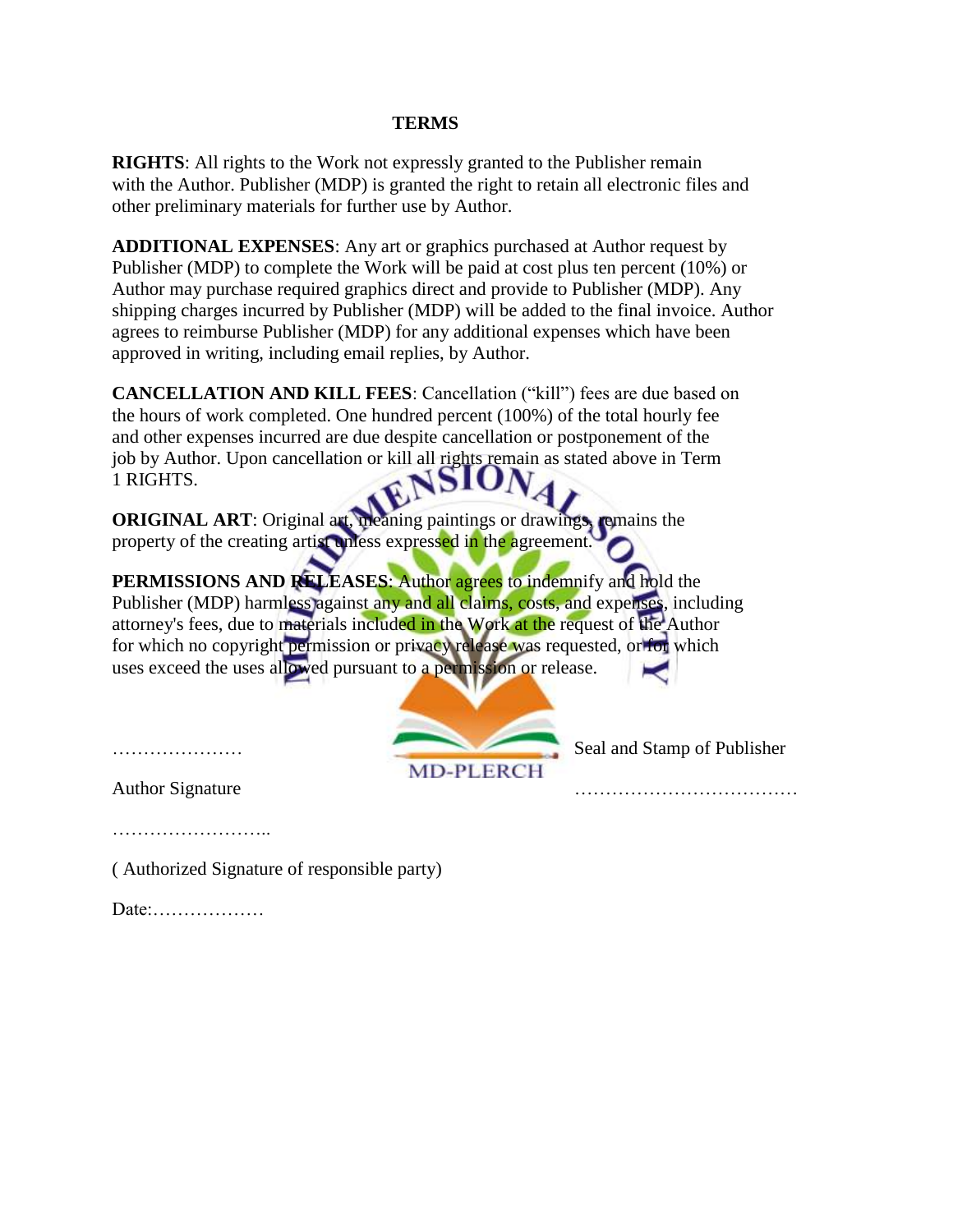## TERMS

**RIGHTS**: All rights to the Work not expressly granted to the Publisher remain with the Author. Publisher (MDP) is granted the right to retain all electronic files and other preliminary materials for further use by Author.

**ADDITIONAL EXPENSES**: Any art or graphics purchased at Author request by Publisher (MDP) to complete the Work will be paid at cost plus ten percent (10%) or Author may purchase required graphics direct and provide to Publisher (MDP). Any shipping charges incurred by Publisher (MDP) will be added to the final invoice. Author agrees to reimburse Publisher (MDP) for any additional expenses which have been approved in writing, including email replies, by Author.

**CANCELLATION AND KILL FEES**: Cancellation ("kill") fees are due based on the hours of work completed. One hundred percent (100%) of the total hourly fee and other expenses incurred are due despite cancellation or postponement of the job by Author. Upon cancellation or kill all rights remain as stated above in Term 1 RIGHTS.

**ORIGINAL ART**: Original art, meaning paintings or drawings, remains the property of the creating artist unless expressed in the agreement.

**PERMISSIONS AND RELEASES**: Author agrees to indemnify and hold the Publisher (MDP) harmless against any and all claims, costs, and expenses, including attorney's fees, due to materials included in the Work at the request of the Author for which no copyright permission or privacy release was requested, or for which uses exceed the uses allowed pursuant to a permission or release.

…………………

Author Signature

Seal and Stamp of Publisher

………………………………

……………………..

( Authorized Signature of responsible party)

Date:………………